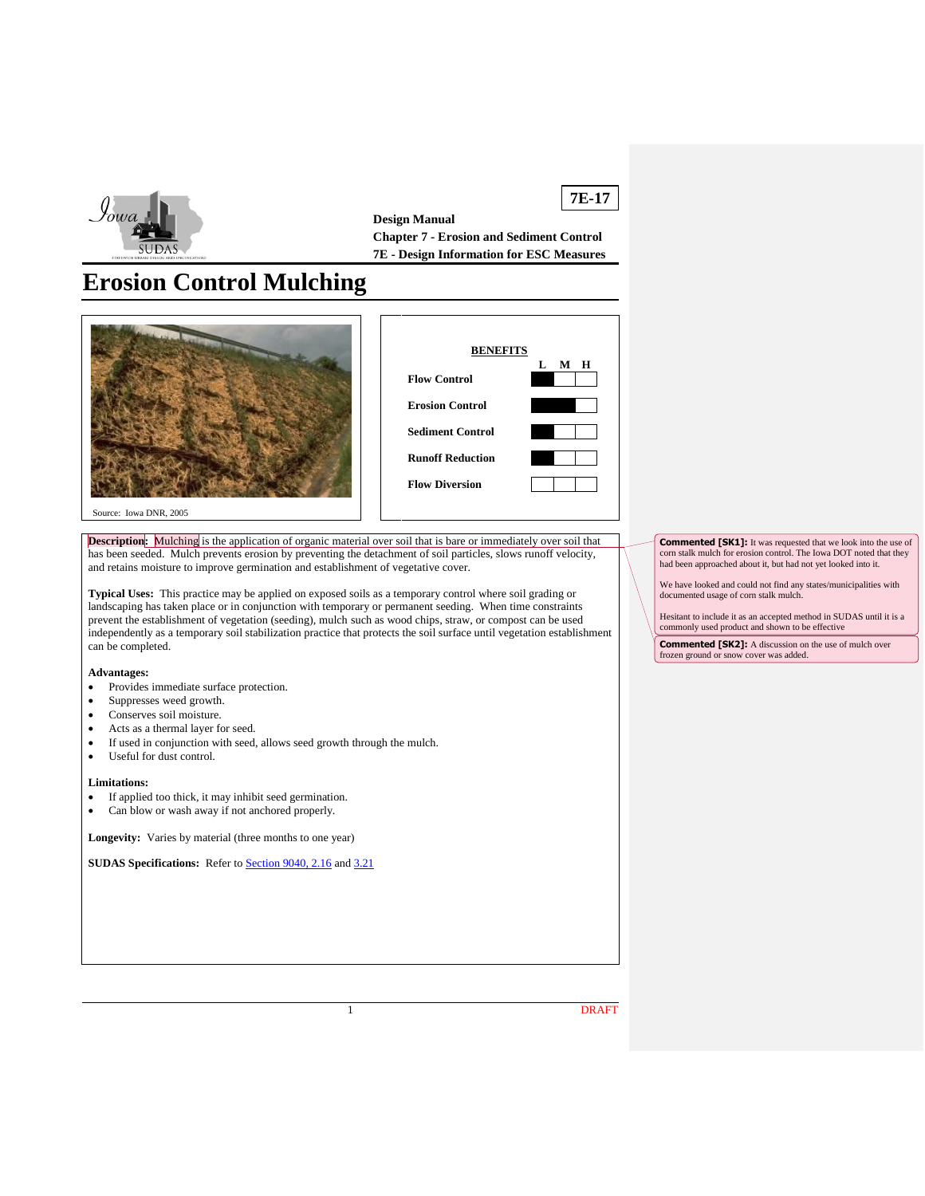**7E-17**

**Design Manual**
**Chapter 7 - Erosion and Sediment Control**
**7E - Design Information for ESC Measures**

# Erosion Control Mulching

Source: Iowa DNR, 2005

**BENEFITS**

| | L | M | H |
|---|---|---|---|
| **Flow Control** | ■ | | |
| **Erosion Control** | ■ | ■ | |
| **Sediment Control** | ■ | | |
| **Runoff Reduction** | ■ | | |
| **Flow Diversion** | | | |

**Description:** Mulching is the application of organic material over soil that is bare or immediately over soil that has been seeded. Mulch prevents erosion by preventing the detachment of soil particles, slows runoff velocity, and retains moisture to improve germination and establishment of vegetative cover.

**Typical Uses:** This practice may be applied on exposed soils as a temporary control where soil grading or landscaping has taken place or in conjunction with temporary or permanent seeding. When time constraints prevent the establishment of vegetation (seeding), mulch such as wood chips, straw, or compost can be used independently as a temporary soil stabilization practice that protects the soil surface until vegetation establishment can be completed.

**Advantages:**

- Provides immediate surface protection.
- Suppresses weed growth.
- Conserves soil moisture.
- Acts as a thermal layer for seed.
- If used in conjunction with seed, allows seed growth through the mulch.
- Useful for dust control.

**Limitations:**

- If applied too thick, it may inhibit seed germination.
- Can blow or wash away if not anchored properly.

**Longevity:** Varies by material (three months to one year)

**SUDAS Specifications:** Refer to Section 9040, 2.16 and 3.21

**Commented [SK1]:** It was requested that we look into the use of corn stalk mulch for erosion control. The Iowa DOT noted that they had been approached about it, but had not yet looked into it.

We have looked and could not find any states/municipalities with documented usage of corn stalk mulch.

Hesitant to include it as an accepted method in SUDAS until it is a commonly used product and shown to be effective

**Commented [SK2]:** A discussion on the use of mulch over frozen ground or snow cover was added.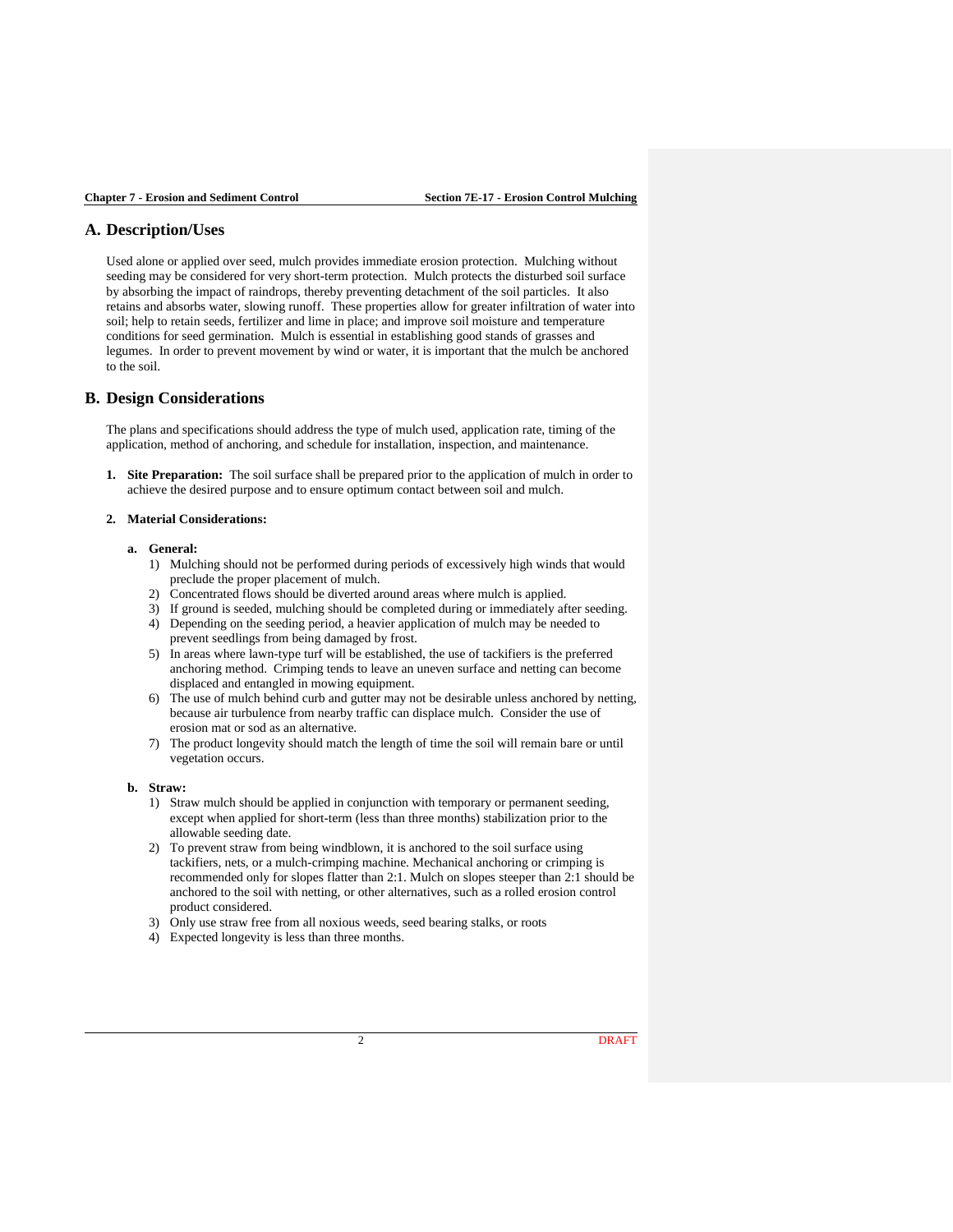## A. Description/Uses

Used alone or applied over seed, mulch provides immediate erosion protection. Mulching without seeding may be considered for very short-term protection. Mulch protects the disturbed soil surface by absorbing the impact of raindrops, thereby preventing detachment of the soil particles. It also retains and absorbs water, slowing runoff. These properties allow for greater infiltration of water into soil; help to retain seeds, fertilizer and lime in place; and improve soil moisture and temperature conditions for seed germination. Mulch is essential in establishing good stands of grasses and legumes. In order to prevent movement by wind or water, it is important that the mulch be anchored to the soil.

## B. Design Considerations

The plans and specifications should address the type of mulch used, application rate, timing of the application, method of anchoring, and schedule for installation, inspection, and maintenance.

1. **Site Preparation:** The soil surface shall be prepared prior to the application of mulch in order to achieve the desired purpose and to ensure optimum contact between soil and mulch.

2. **Material Considerations:**

   a. **General:**
      1) Mulching should not be performed during periods of excessively high winds that would preclude the proper placement of mulch.
      2) Concentrated flows should be diverted around areas where mulch is applied.
      3) If ground is seeded, mulching should be completed during or immediately after seeding.
      4) Depending on the seeding period, a heavier application of mulch may be needed to prevent seedlings from being damaged by frost.
      5) In areas where lawn-type turf will be established, the use of tackifiers is the preferred anchoring method. Crimping tends to leave an uneven surface and netting can become displaced and entangled in mowing equipment.
      6) The use of mulch behind curb and gutter may not be desirable unless anchored by netting, because air turbulence from nearby traffic can displace mulch. Consider the use of erosion mat or sod as an alternative.
      7) The product longevity should match the length of time the soil will remain bare or until vegetation occurs.

   b. **Straw:**
      1) Straw mulch should be applied in conjunction with temporary or permanent seeding, except when applied for short-term (less than three months) stabilization prior to the allowable seeding date.
      2) To prevent straw from being windblown, it is anchored to the soil surface using tackifiers, nets, or a mulch-crimping machine. Mechanical anchoring or crimping is recommended only for slopes flatter than 2:1. Mulch on slopes steeper than 2:1 should be anchored to the soil with netting, or other alternatives, such as a rolled erosion control product considered.
      3) Only use straw free from all noxious weeds, seed bearing stalks, or roots
      4) Expected longevity is less than three months.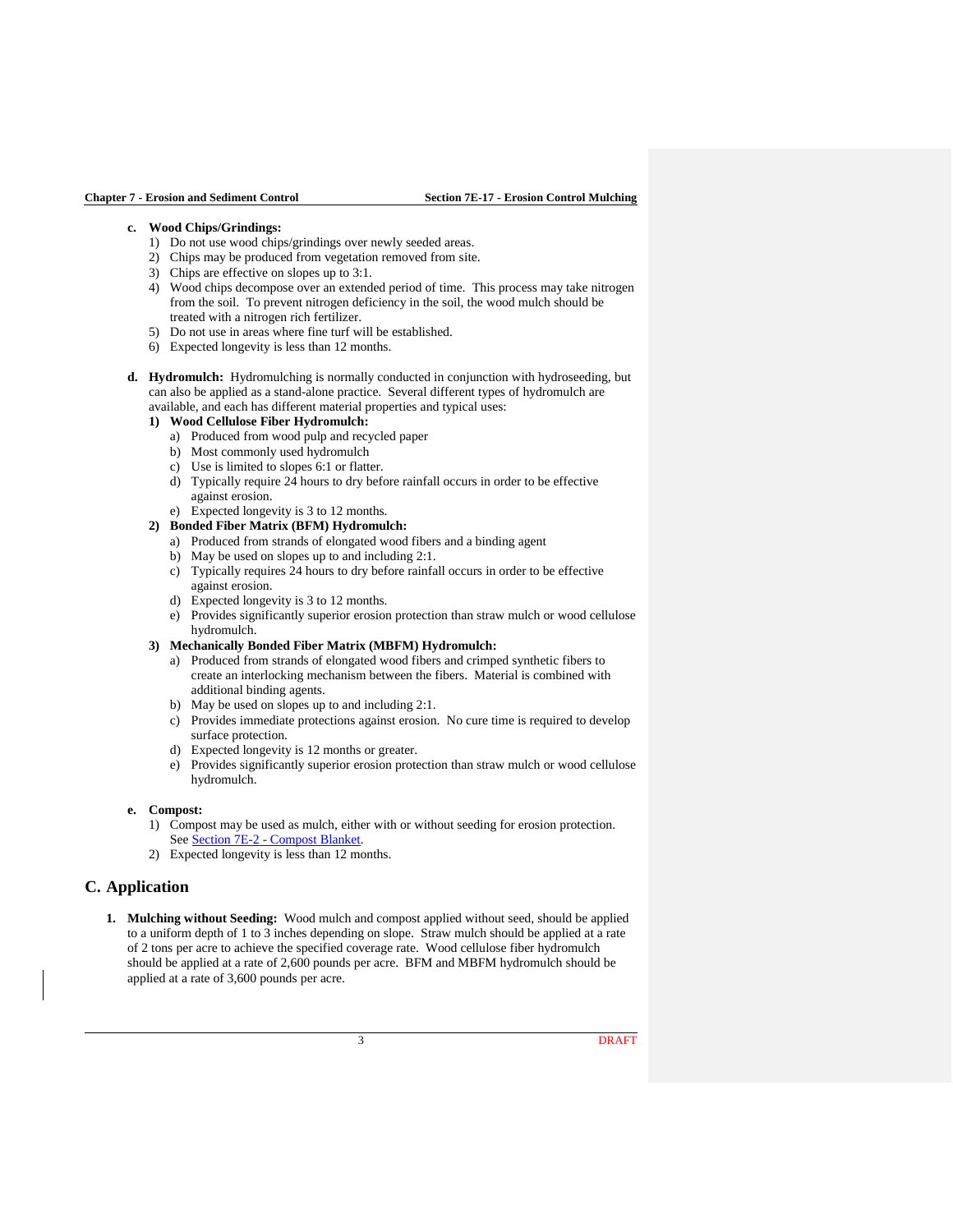**c. Wood Chips/Grindings:**

1) Do not use wood chips/grindings over newly seeded areas.
2) Chips may be produced from vegetation removed from site.
3) Chips are effective on slopes up to 3:1.
4) Wood chips decompose over an extended period of time. This process may take nitrogen from the soil. To prevent nitrogen deficiency in the soil, the wood mulch should be treated with a nitrogen rich fertilizer.
5) Do not use in areas where fine turf will be established.
6) Expected longevity is less than 12 months.

**d. Hydromulch:** Hydromulching is normally conducted in conjunction with hydroseeding, but can also be applied as a stand-alone practice. Several different types of hydromulch are available, and each has different material properties and typical uses:

**1) Wood Cellulose Fiber Hydromulch:**

a) Produced from wood pulp and recycled paper
b) Most commonly used hydromulch
c) Use is limited to slopes 6:1 or flatter.
d) Typically require 24 hours to dry before rainfall occurs in order to be effective against erosion.
e) Expected longevity is 3 to 12 months.

**2) Bonded Fiber Matrix (BFM) Hydromulch:**

a) Produced from strands of elongated wood fibers and a binding agent
b) May be used on slopes up to and including 2:1.
c) Typically requires 24 hours to dry before rainfall occurs in order to be effective against erosion.
d) Expected longevity is 3 to 12 months.
e) Provides significantly superior erosion protection than straw mulch or wood cellulose hydromulch.

**3) Mechanically Bonded Fiber Matrix (MBFM) Hydromulch:**

a) Produced from strands of elongated wood fibers and crimped synthetic fibers to create an interlocking mechanism between the fibers. Material is combined with additional binding agents.
b) May be used on slopes up to and including 2:1.
c) Provides immediate protections against erosion. No cure time is required to develop surface protection.
d) Expected longevity is 12 months or greater.
e) Provides significantly superior erosion protection than straw mulch or wood cellulose hydromulch.

**e. Compost:**

1) Compost may be used as mulch, either with or without seeding for erosion protection. See [Section 7E-2 - Compost Blanket](#).
2) Expected longevity is less than 12 months.

## C. Application

1. **Mulching without Seeding:** Wood mulch and compost applied without seed, should be applied to a uniform depth of 1 to 3 inches depending on slope. Straw mulch should be applied at a rate of 2 tons per acre to achieve the specified coverage rate. Wood cellulose fiber hydromulch should be applied at a rate of 2,600 pounds per acre. BFM and MBFM hydromulch should be applied at a rate of 3,600 pounds per acre.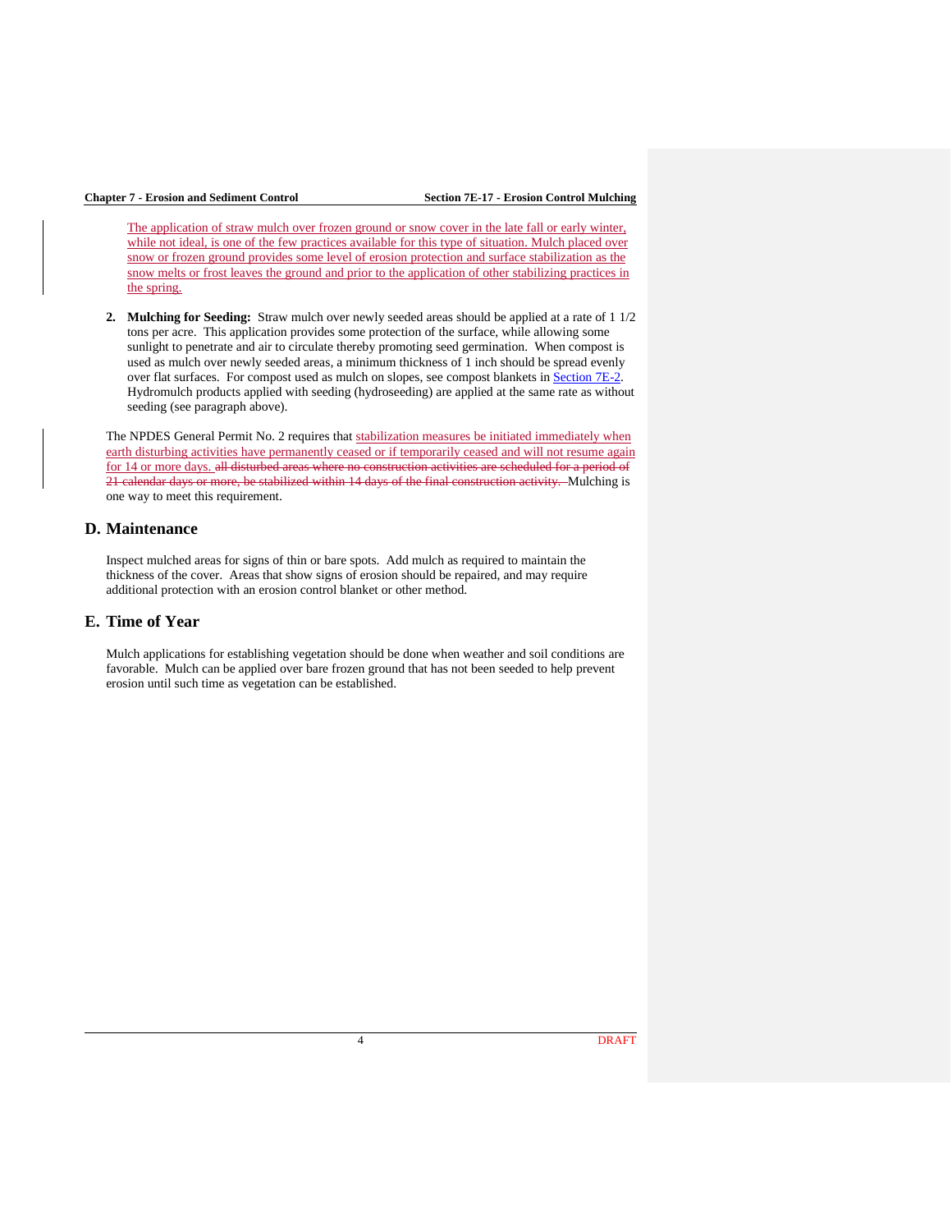The application of straw mulch over frozen ground or snow cover in the late fall or early winter, while not ideal, is one of the few practices available for this type of situation. Mulch placed over snow or frozen ground provides some level of erosion protection and surface stabilization as the snow melts or frost leaves the ground and prior to the application of other stabilizing practices in the spring.

2. **Mulching for Seeding:** Straw mulch over newly seeded areas should be applied at a rate of 1 1/2 tons per acre. This application provides some protection of the surface, while allowing some sunlight to penetrate and air to circulate thereby promoting seed germination. When compost is used as mulch over newly seeded areas, a minimum thickness of 1 inch should be spread evenly over flat surfaces. For compost used as mulch on slopes, see compost blankets in Section 7E-2. Hydromulch products applied with seeding (hydroseeding) are applied at the same rate as without seeding (see paragraph above).

The NPDES General Permit No. 2 requires that stabilization measures be initiated immediately when earth disturbing activities have permanently ceased or if temporarily ceased and will not resume again for 14 or more days. ~~all disturbed areas where no construction activities are scheduled for a period of 21 calendar days or more, be stabilized within 14 days of the final construction activity.~~ Mulching is one way to meet this requirement.

## D. Maintenance

Inspect mulched areas for signs of thin or bare spots. Add mulch as required to maintain the thickness of the cover. Areas that show signs of erosion should be repaired, and may require additional protection with an erosion control blanket or other method.

## E. Time of Year

Mulch applications for establishing vegetation should be done when weather and soil conditions are favorable. Mulch can be applied over bare frozen ground that has not been seeded to help prevent erosion until such time as vegetation can be established.